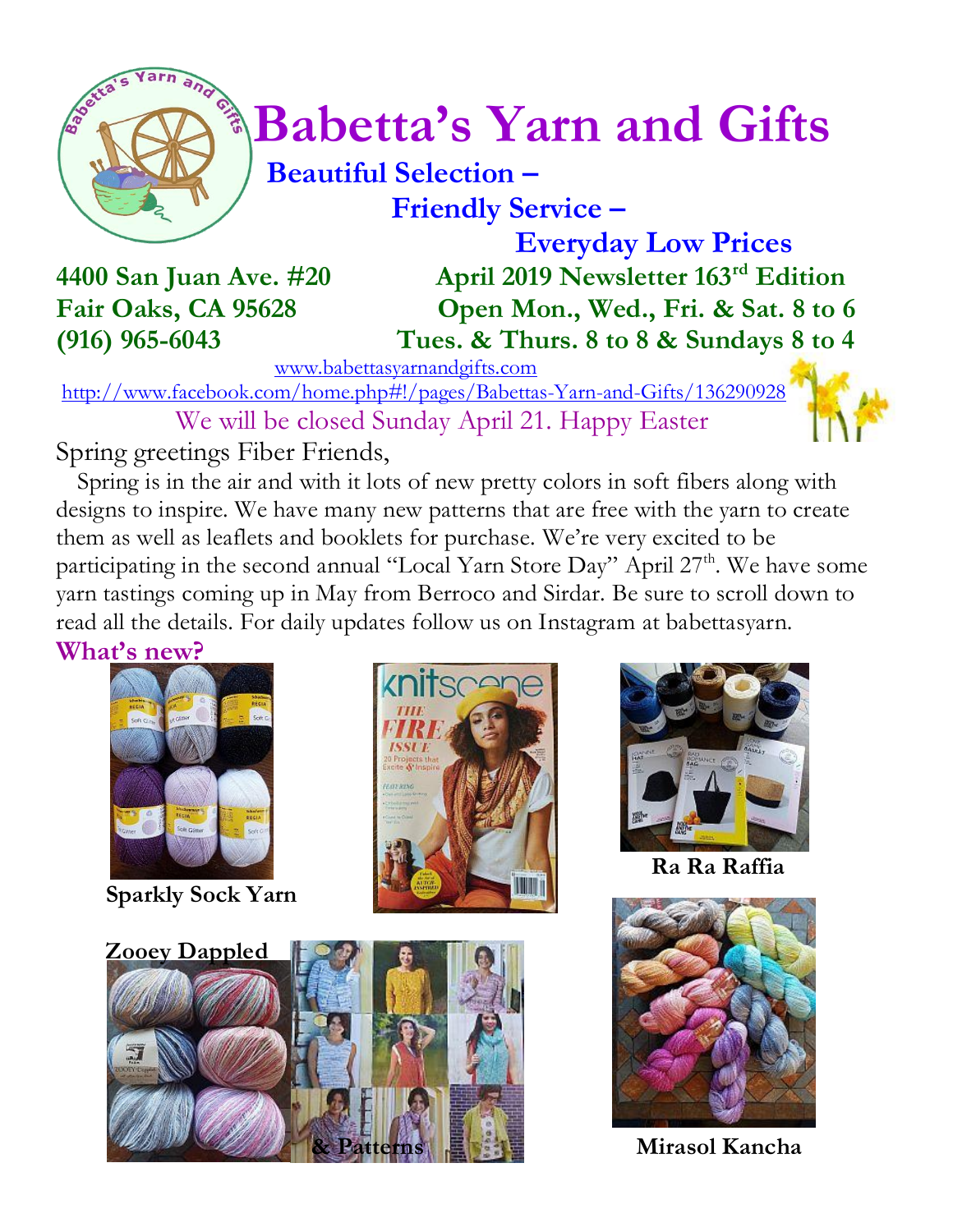# Babetta's Yarn and Gifts

**Beautiful Selection –**
**Friendly Service –**
**Everyday Low Prices**

**4400 San Juan Ave. #20**
**Fair Oaks, CA 95628**
**(916) 965-6043**

**April 2019 Newsletter 163rd Edition**
**Open Mon., Wed., Fri. & Sat. 8 to 6**
**Tues. & Thurs. 8 to 8 & Sundays 8 to 4**

www.babettasyarnandgifts.com
http://www.facebook.com/home.php#!/pages/Babettas-Yarn-and-Gifts/136290928

We will be closed Sunday April 21. Happy Easter

Spring greetings Fiber Friends,

Spring is in the air and with it lots of new pretty colors in soft fibers along with designs to inspire. We have many new patterns that are free with the yarn to create them as well as leaflets and booklets for purchase. We're very excited to be participating in the second annual "Local Yarn Store Day" April 27th. We have some yarn tastings coming up in May from Berroco and Sirdar. Be sure to scroll down to read all the details. For daily updates follow us on Instagram at babettasyarn.

## What's new?

**Sparkly Sock Yarn**

**Ra Ra Raffia**

**Zooey Dappled**

**& Patterns**

**Mirasol Kancha**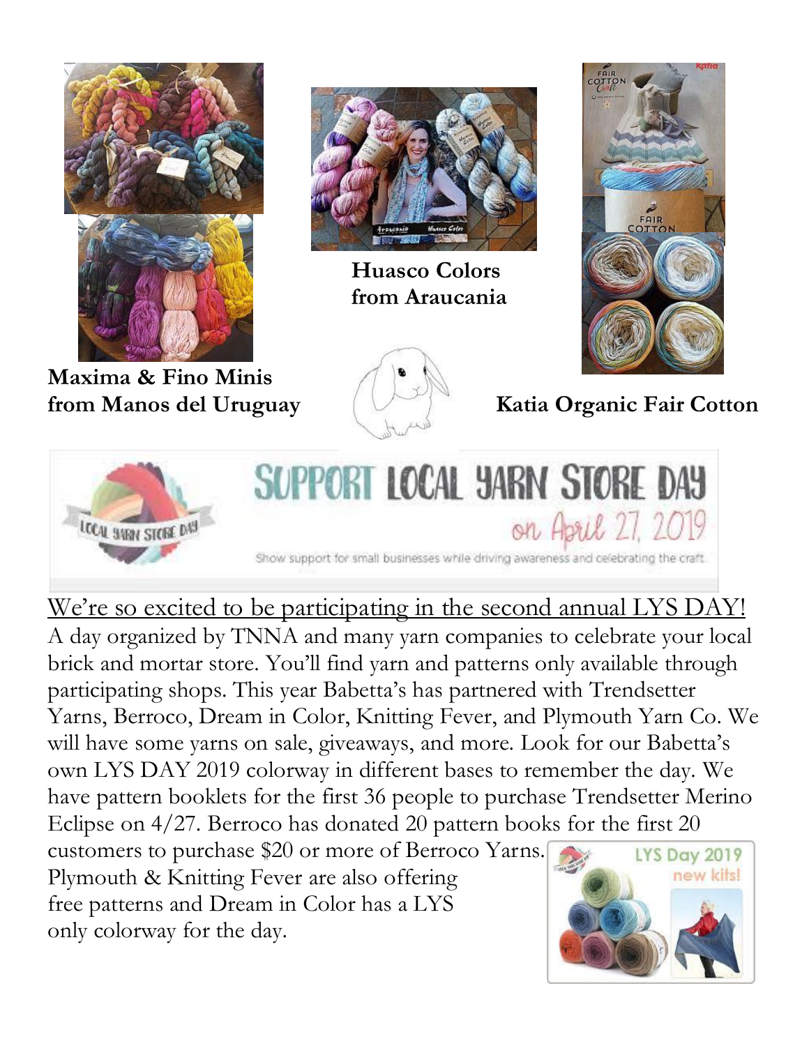**Maxima & Fino Minis from Manos del Uruguay**

**Huasco Colors from Araucania**

**Katia Organic Fair Cotton**

SUPPORT LOCAL YARN STORE DAY on April 27, 2019

Show support for small businesses while driving awareness and celebrating the craft

<u>We're so excited to be participating in the second annual LYS DAY!</u>

A day organized by TNNA and many yarn companies to celebrate your local brick and mortar store. You'll find yarn and patterns only available through participating shops. This year Babetta's has partnered with Trendsetter Yarns, Berroco, Dream in Color, Knitting Fever, and Plymouth Yarn Co. We will have some yarns on sale, giveaways, and more. Look for our Babetta's own LYS DAY 2019 colorway in different bases to remember the day. We have pattern booklets for the first 36 people to purchase Trendsetter Merino Eclipse on 4/27. Berroco has donated 20 pattern books for the first 20 customers to purchase $20 or more of Berroco Yarns. Plymouth & Knitting Fever are also offering free patterns and Dream in Color has a LYS only colorway for the day.

LYS Day 2019 new kits!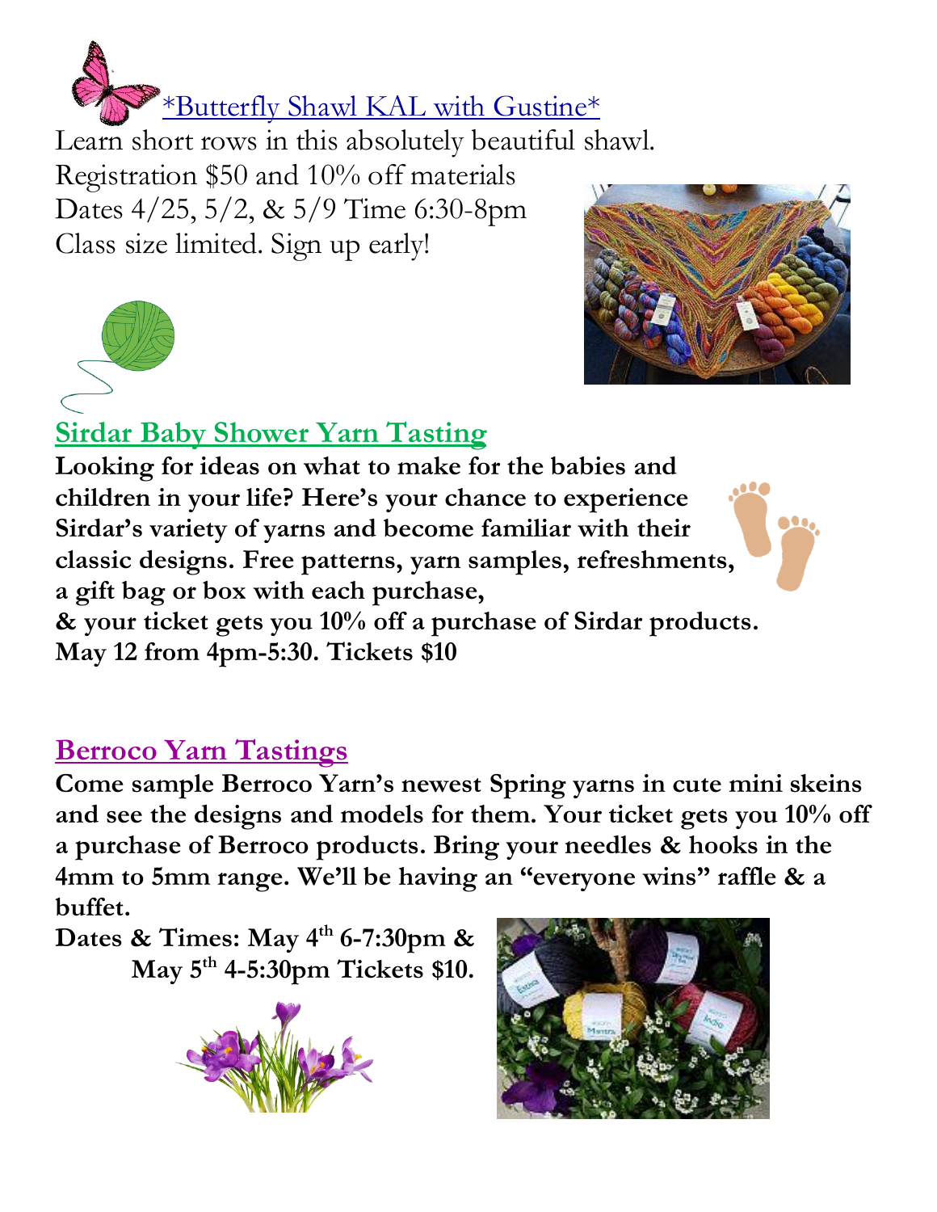## *Butterfly Shawl KAL with Gustine*

Learn short rows in this absolutely beautiful shawl.
Registration $50 and 10% off materials
Dates 4/25, 5/2, & 5/9 Time 6:30-8pm
Class size limited. Sign up early!

## Sirdar Baby Shower Yarn Tasting

**Looking for ideas on what to make for the babies and children in your life? Here's your chance to experience Sirdar's variety of yarns and become familiar with their classic designs. Free patterns, yarn samples, refreshments, a gift bag or box with each purchase,**
**& your ticket gets you 10% off a purchase of Sirdar products.**
**May 12 from 4pm-5:30. Tickets $10**

## Berroco Yarn Tastings

**Come sample Berroco Yarn's newest Spring yarns in cute mini skeins and see the designs and models for them. Your ticket gets you 10% off a purchase of Berroco products. Bring your needles & hooks in the 4mm to 5mm range. We'll be having an "everyone wins" raffle & a buffet.**

**Dates & Times: May 4th 6-7:30pm &**
**May 5th 4-5:30pm Tickets $10.**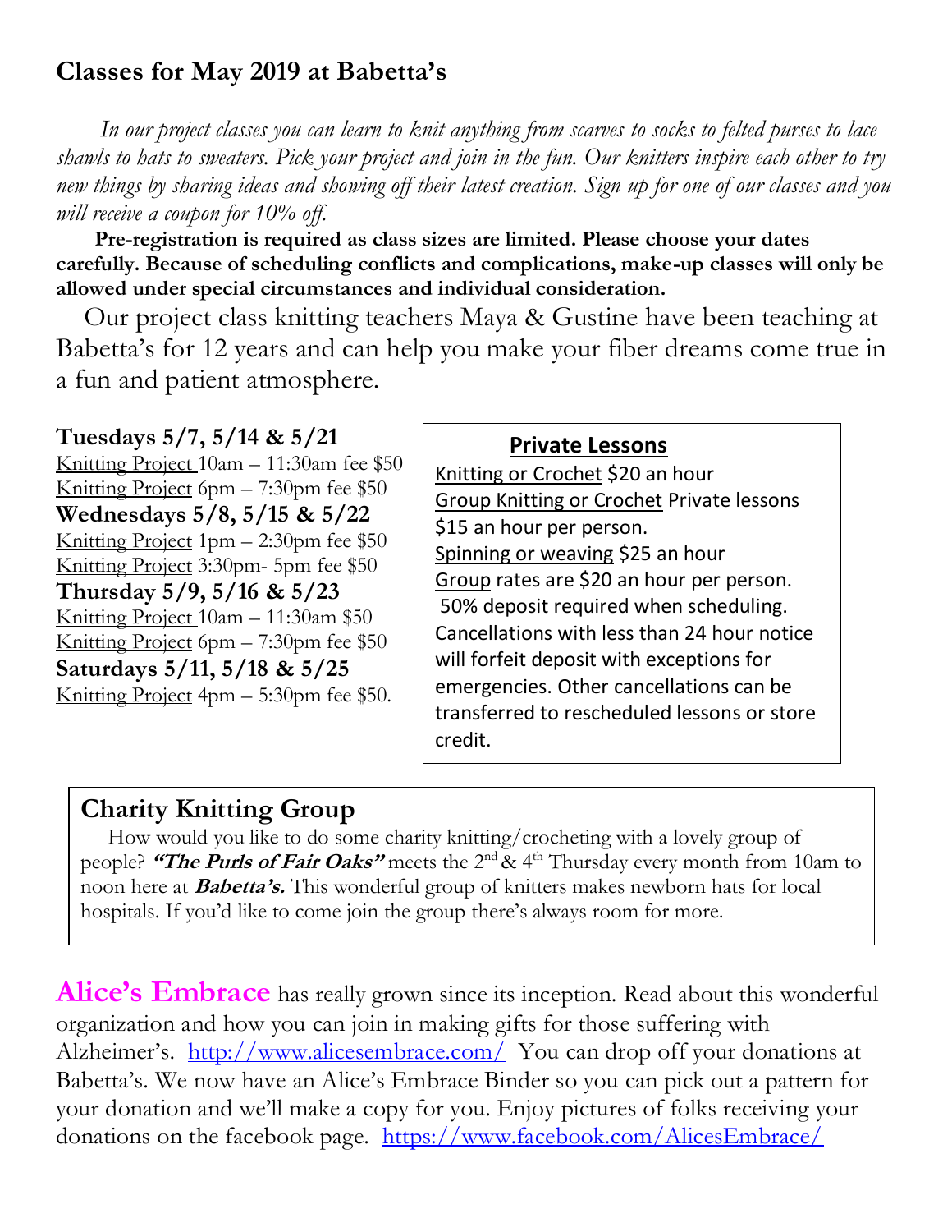## Classes for May 2019 at Babetta's

*In our project classes you can learn to knit anything from scarves to socks to felted purses to lace shawls to hats to sweaters. Pick your project and join in the fun. Our knitters inspire each other to try new things by sharing ideas and showing off their latest creation. Sign up for one of our classes and you will receive a coupon for 10% off.*

**Pre-registration is required as class sizes are limited. Please choose your dates carefully. Because of scheduling conflicts and complications, make-up classes will only be allowed under special circumstances and individual consideration.**

Our project class knitting teachers Maya & Gustine have been teaching at Babetta's for 12 years and can help you make your fiber dreams come true in a fun and patient atmosphere.

**Tuesdays 5/7, 5/14 & 5/21**
Knitting Project 10am – 11:30am fee $50
Knitting Project 6pm – 7:30pm fee $50

**Wednesdays 5/8, 5/15 & 5/22**
Knitting Project 1pm – 2:30pm fee $50
Knitting Project 3:30pm- 5pm fee $50

**Thursday 5/9, 5/16 & 5/23**
Knitting Project 10am – 11:30am $50
Knitting Project 6pm – 7:30pm fee $50

**Saturdays 5/11, 5/18 & 5/25**
Knitting Project 4pm – 5:30pm fee $50.

### Private Lessons

Knitting or Crochet $20 an hour
Group Knitting or Crochet Private lessons $15 an hour per person.
Spinning or weaving $25 an hour
Group rates are $20 an hour per person.
50% deposit required when scheduling. Cancellations with less than 24 hour notice will forfeit deposit with exceptions for emergencies. Other cancellations can be transferred to rescheduled lessons or store credit.

### Charity Knitting Group

How would you like to do some charity knitting/crocheting with a lovely group of people? ***"The Purls of Fair Oaks"*** meets the 2nd & 4th Thursday every month from 10am to noon here at ***Babetta's.*** This wonderful group of knitters makes newborn hats for local hospitals. If you'd like to come join the group there's always room for more.

**Alice's Embrace** has really grown since its inception. Read about this wonderful organization and how you can join in making gifts for those suffering with Alzheimer's. http://www.alicesembrace.com/ You can drop off your donations at Babetta's. We now have an Alice's Embrace Binder so you can pick out a pattern for your donation and we'll make a copy for you. Enjoy pictures of folks receiving your donations on the facebook page. https://www.facebook.com/AlicesEmbrace/